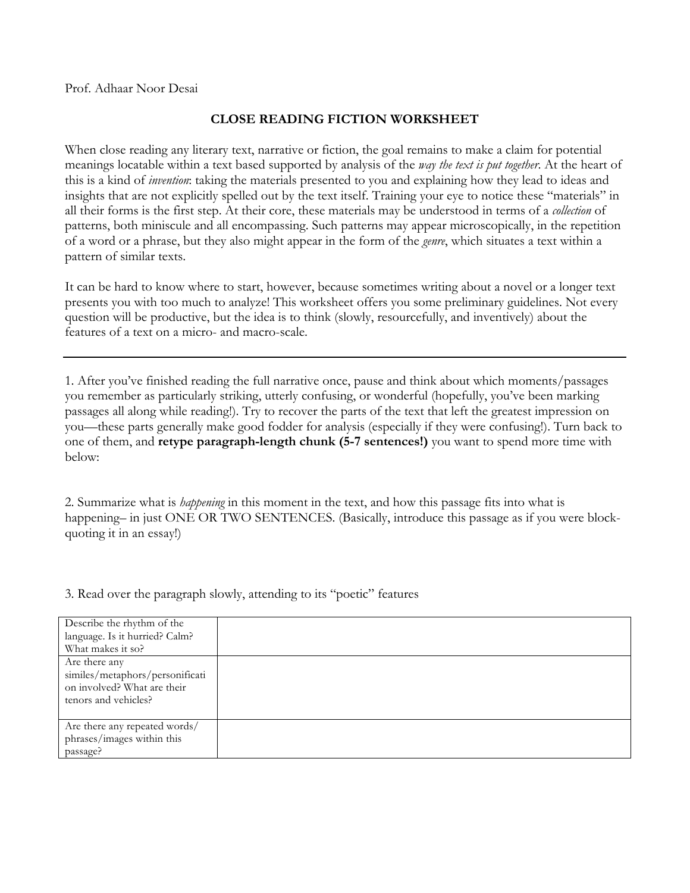Prof. Adhaar Noor Desai

# CLOSE READING FICTION WORKSHEET

When close reading any literary text, narrative or fiction, the goal remains to make a claim for potential meanings locatable within a text based supported by analysis of the *way the text is put together*. At the heart of this is a kind of *invention*: taking the materials presented to you and explaining how they lead to ideas and insights that are not explicitly spelled out by the text itself. Training your eye to notice these "materials" in all their forms is the first step. At their core, these materials may be understood in terms of a *collection* of patterns, both miniscule and all encompassing. Such patterns may appear microscopically, in the repetition of a word or a phrase, but they also might appear in the form of the *genre*, which situates a text within a pattern of similar texts.

It can be hard to know where to start, however, because sometimes writing about a novel or a longer text presents you with too much to analyze! This worksheet offers you some preliminary guidelines. Not every question will be productive, but the idea is to think (slowly, resourcefully, and inventively) about the features of a text on a micro- and macro-scale.

---

1. After you've finished reading the full narrative once, pause and think about which moments/passages you remember as particularly striking, utterly confusing, or wonderful (hopefully, you've been marking passages all along while reading!). Try to recover the parts of the text that left the greatest impression on you—these parts generally make good fodder for analysis (especially if they were confusing!). Turn back to one of them, and **retype paragraph-length chunk (5-7 sentences!)** you want to spend more time with below:

2. Summarize what is *happening* in this moment in the text, and how this passage fits into what is happening– in just ONE OR TWO SENTENCES. (Basically, introduce this passage as if you were block-quoting it in an essay!)

3. Read over the paragraph slowly, attending to its "poetic" features

| | |
|---|---|
| Describe the rhythm of the language. Is it hurried? Calm? What makes it so? | |
| Are there any similes/metaphors/personification involved? What are their tenors and vehicles? | |
| Are there any repeated words/ phrases/images within this passage? | |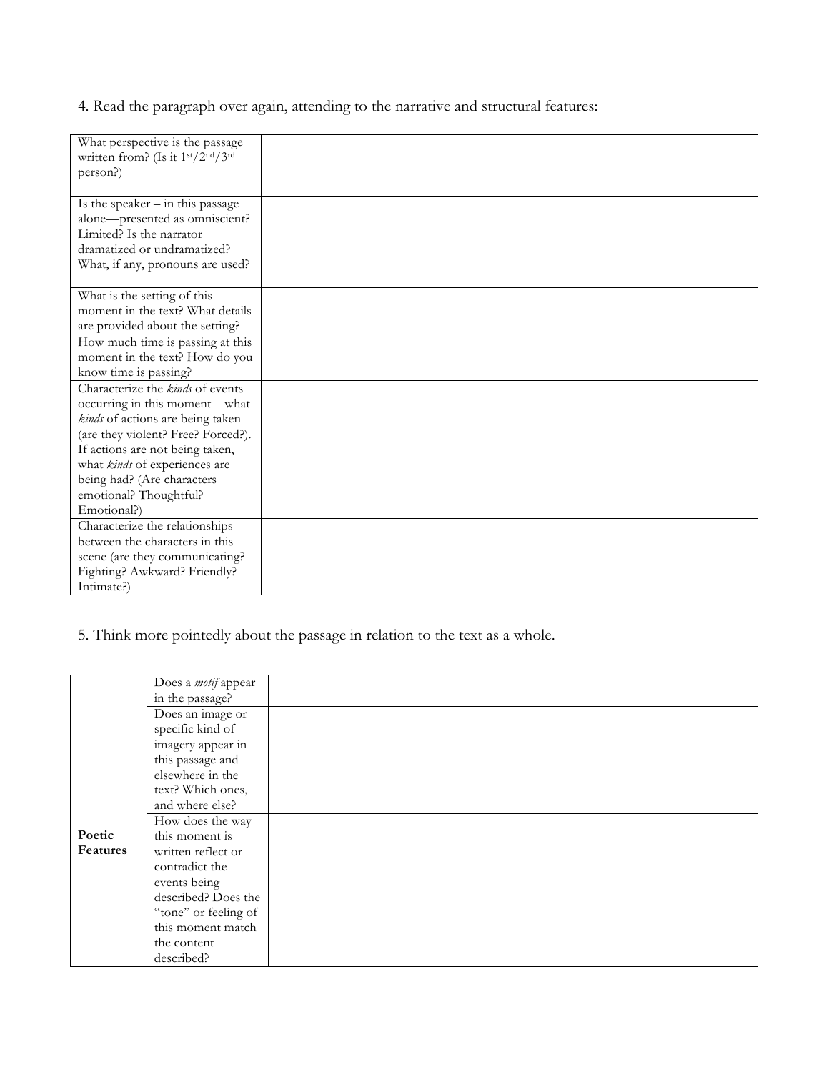4. Read the paragraph over again, attending to the narrative and structural features:

| | |
|---|---|
| What perspective is the passage written from? (Is it 1st/2nd/3rd person?) | |
| Is the speaker – in this passage alone—presented as omniscient? Limited? Is the narrator dramatized or undramatized? What, if any, pronouns are used? | |
| What is the setting of this moment in the text? What details are provided about the setting? | |
| How much time is passing at this moment in the text? How do you know time is passing? | |
| Characterize the *kinds* of events occurring in this moment—what *kinds* of actions are being taken (are they violent? Free? Forced?). If actions are not being taken, what *kinds* of experiences are being had? (Are characters emotional? Thoughtful? Emotional?) | |
| Characterize the relationships between the characters in this scene (are they communicating? Fighting? Awkward? Friendly? Intimate?) | |

5. Think more pointedly about the passage in relation to the text as a whole.

| | | |
|---|---|---|
| **Poetic Features** | Does a *motif* appear in the passage? | |
| | Does an image or specific kind of imagery appear in this passage and elsewhere in the text? Which ones, and where else? | |
| | How does the way this moment is written reflect or contradict the events being described? Does the "tone" or feeling of this moment match the content described? | |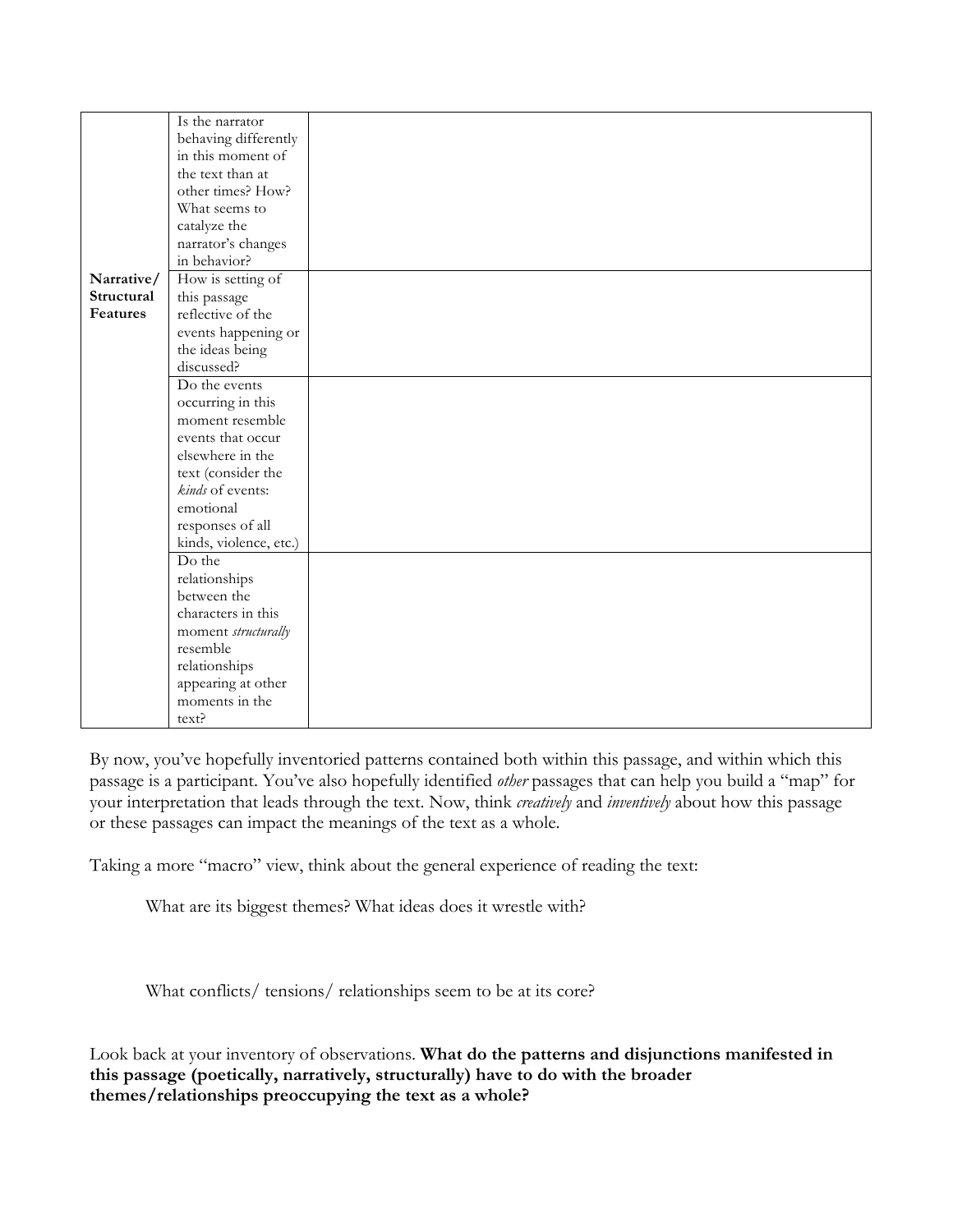| | | |
|---|---|---|
| | Is the narrator behaving differently in this moment of the text than at other times? How? What seems to catalyze the narrator's changes in behavior? | |
| **Narrative/ Structural Features** | How is setting of this passage reflective of the events happening or the ideas being discussed? | |
| | Do the events occurring in this moment resemble events that occur elsewhere in the text (consider the *kinds* of events: emotional responses of all kinds, violence, etc.) | |
| | Do the relationships between the characters in this moment *structurally* resemble relationships appearing at other moments in the text? | |

By now, you've hopefully inventoried patterns contained both within this passage, and within which this passage is a participant. You've also hopefully identified *other* passages that can help you build a "map" for your interpretation that leads through the text. Now, think *creatively* and *inventively* about how this passage or these passages can impact the meanings of the text as a whole.

Taking a more "macro" view, think about the general experience of reading the text:

What are its biggest themes? What ideas does it wrestle with?

What conflicts/ tensions/ relationships seem to be at its core?

Look back at your inventory of observations. **What do the patterns and disjunctions manifested in this passage (poetically, narratively, structurally) have to do with the broader themes/relationships preoccupying the text as a whole?**